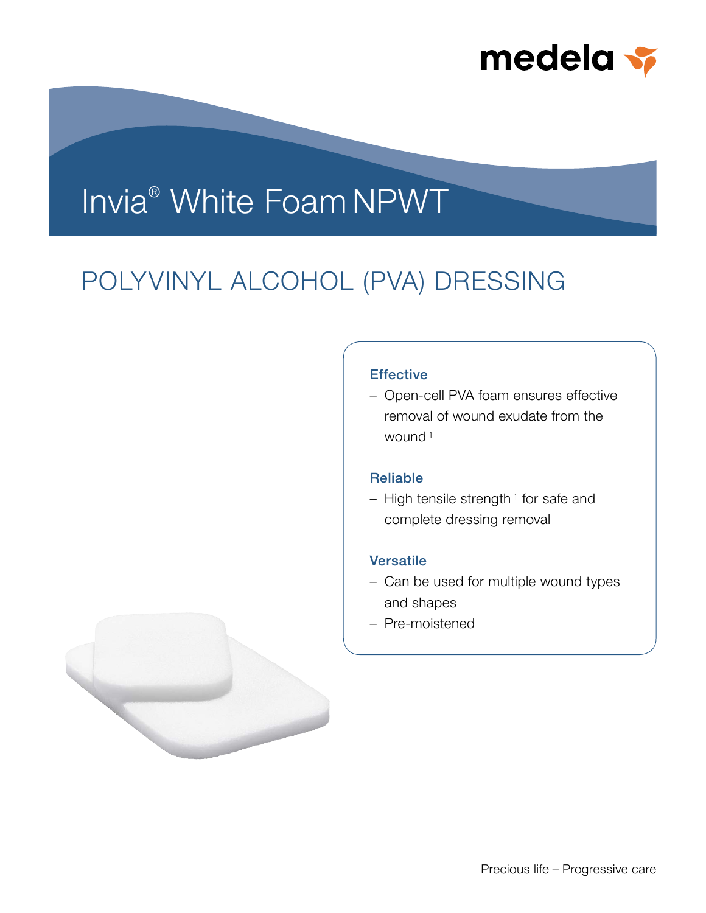medela

# Invia® White Foam NPWT

## POLYVINYL ALCOHOL (PVA) DRESSING

### Effective

- Open-cell PVA foam ensures effective removal of wound exudate from the wound [1]

### Reliable

- High tensile strength [1] for safe and complete dressing removal

### Versatile

- Can be used for multiple wound types and shapes
- Pre-moistened

Precious life – Progressive care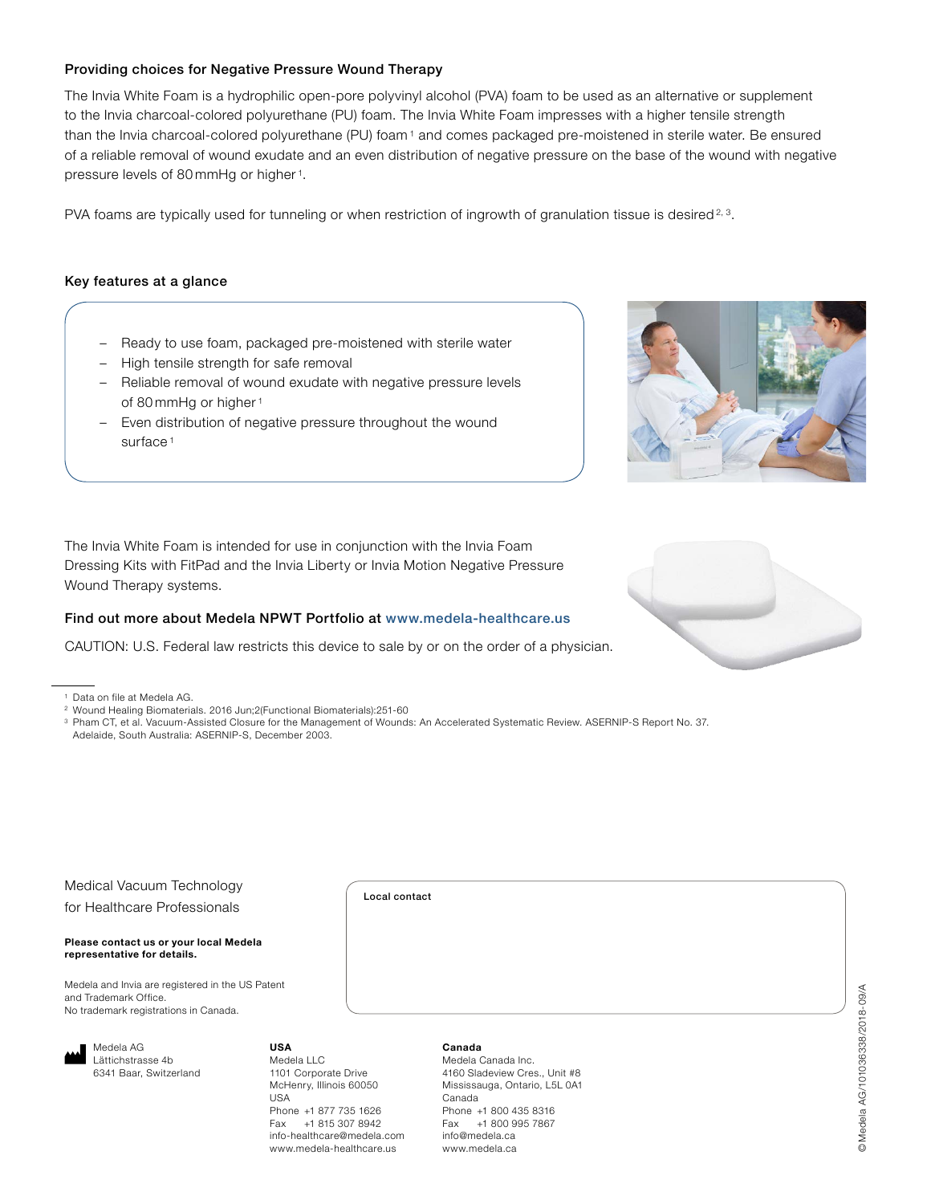## Providing choices for Negative Pressure Wound Therapy

The Invia White Foam is a hydrophilic open-pore polyvinyl alcohol (PVA) foam to be used as an alternative or supplement to the Invia charcoal-colored polyurethane (PU) foam. The Invia White Foam impresses with a higher tensile strength than the Invia charcoal-colored polyurethane (PU) foam [1] and comes packaged pre-moistened in sterile water. Be ensured of a reliable removal of wound exudate and an even distribution of negative pressure on the base of the wound with negative pressure levels of 80 mmHg or higher [1].

PVA foams are typically used for tunneling or when restriction of ingrowth of granulation tissue is desired [2, 3].

## Key features at a glance

- Ready to use foam, packaged pre-moistened with sterile water
- High tensile strength for safe removal
- Reliable removal of wound exudate with negative pressure levels of 80 mmHg or higher [1]
- Even distribution of negative pressure throughout the wound surface [1]

The Invia White Foam is intended for use in conjunction with the Invia Foam Dressing Kits with FitPad and the Invia Liberty or Invia Motion Negative Pressure Wound Therapy systems.

**Find out more about Medela NPWT Portfolio at www.medela-healthcare.us**

CAUTION: U.S. Federal law restricts this device to sale by or on the order of a physician.

---

[1] Data on file at Medela AG.
[2] Wound Healing Biomaterials. 2016 Jun;2(Functional Biomaterials):251-60
[3] Pham CT, et al. Vacuum-Assisted Closure for the Management of Wounds: An Accelerated Systematic Review. ASERNIP-S Report No. 37. Adelaide, South Australia: ASERNIP-S, December 2003.

Medical Vacuum Technology
for Healthcare Professionals

**Please contact us or your local Medela representative for details.**

Medela and Invia are registered in the US Patent and Trademark Office.
No trademark registrations in Canada.

**Local contact**

Medela AG
Lättichstrasse 4b
6341 Baar, Switzerland

**USA**
Medela LLC
1101 Corporate Drive
McHenry, Illinois 60050
USA
Phone +1 877 735 1626
Fax +1 815 307 8942
info-healthcare@medela.com
www.medela-healthcare.us

**Canada**
Medela Canada Inc.
4160 Sladeview Cres., Unit #8
Mississauga, Ontario, L5L 0A1
Canada
Phone +1 800 435 8316
Fax +1 800 995 7867
info@medela.ca
www.medela.ca

© Medela AG/101036338/2018-09/A